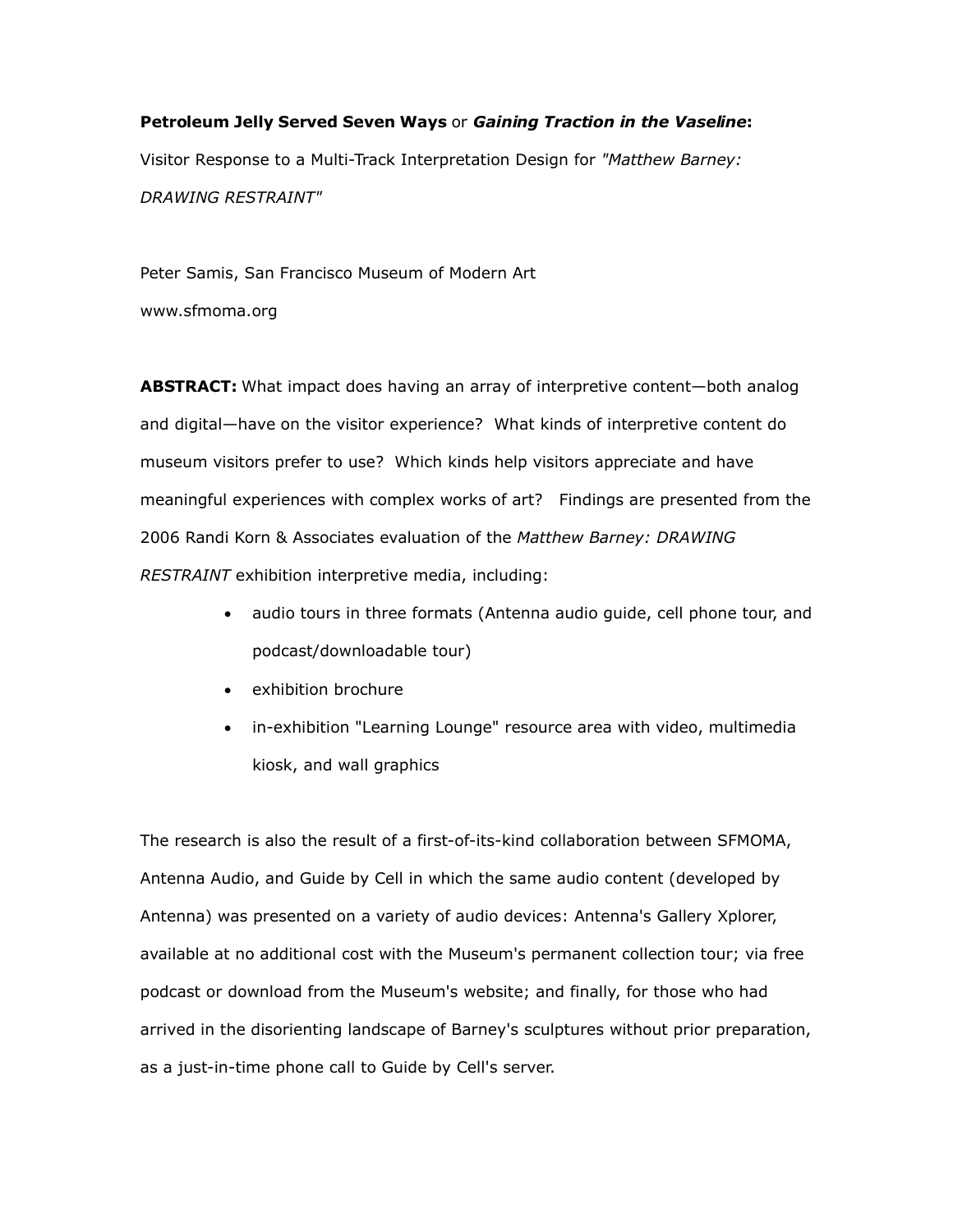**Petroleum Jelly Served Seven Ways** or ***Gaining Traction in the Vaseline*:**

Visitor Response to a Multi-Track Interpretation Design for *"Matthew Barney: DRAWING RESTRAINT"*

Peter Samis, San Francisco Museum of Modern Art

www.sfmoma.org

**ABSTRACT:** What impact does having an array of interpretive content—both analog and digital—have on the visitor experience? What kinds of interpretive content do museum visitors prefer to use? Which kinds help visitors appreciate and have meaningful experiences with complex works of art? Findings are presented from the 2006 Randi Korn & Associates evaluation of the *Matthew Barney: DRAWING RESTRAINT* exhibition interpretive media, including:

- audio tours in three formats (Antenna audio guide, cell phone tour, and podcast/downloadable tour)
- exhibition brochure
- in-exhibition "Learning Lounge" resource area with video, multimedia kiosk, and wall graphics

The research is also the result of a first-of-its-kind collaboration between SFMOMA, Antenna Audio, and Guide by Cell in which the same audio content (developed by Antenna) was presented on a variety of audio devices: Antenna's Gallery Xplorer, available at no additional cost with the Museum's permanent collection tour; via free podcast or download from the Museum's website; and finally, for those who had arrived in the disorienting landscape of Barney's sculptures without prior preparation, as a just-in-time phone call to Guide by Cell's server.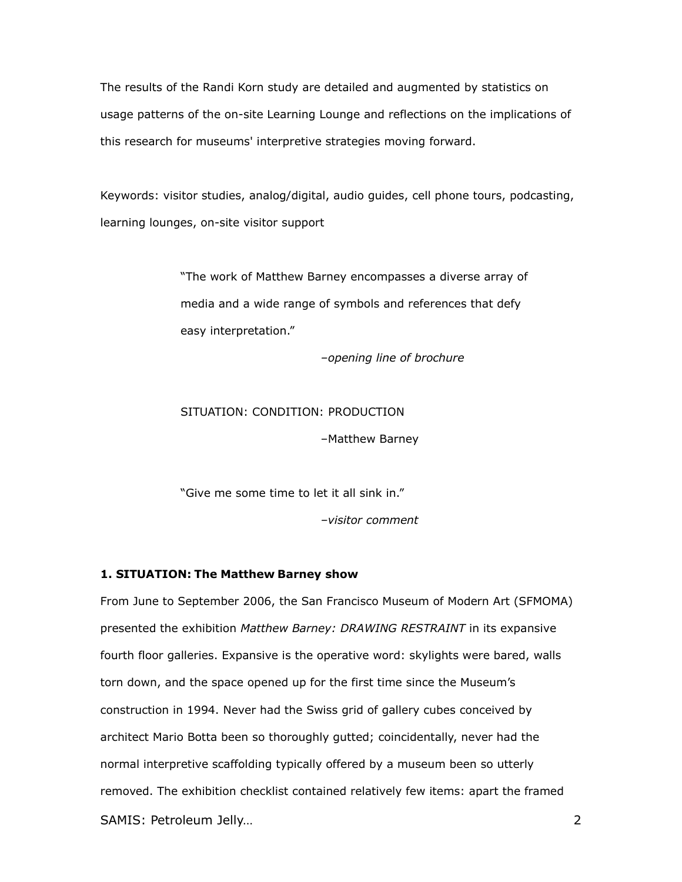The results of the Randi Korn study are detailed and augmented by statistics on usage patterns of the on-site Learning Lounge and reflections on the implications of this research for museums' interpretive strategies moving forward.

Keywords: visitor studies, analog/digital, audio guides, cell phone tours, podcasting, learning lounges, on-site visitor support

> "The work of Matthew Barney encompasses a diverse array of media and a wide range of symbols and references that defy easy interpretation."
>
> –*opening line of brochure*

> SITUATION: CONDITION: PRODUCTION
>
> –Matthew Barney

> "Give me some time to let it all sink in."
>
> –*visitor comment*

## 1. SITUATION: The Matthew Barney show

From June to September 2006, the San Francisco Museum of Modern Art (SFMOMA) presented the exhibition *Matthew Barney: DRAWING RESTRAINT* in its expansive fourth floor galleries. Expansive is the operative word: skylights were bared, walls torn down, and the space opened up for the first time since the Museum's construction in 1994. Never had the Swiss grid of gallery cubes conceived by architect Mario Botta been so thoroughly gutted; coincidentally, never had the normal interpretive scaffolding typically offered by a museum been so utterly removed. The exhibition checklist contained relatively few items: apart the framed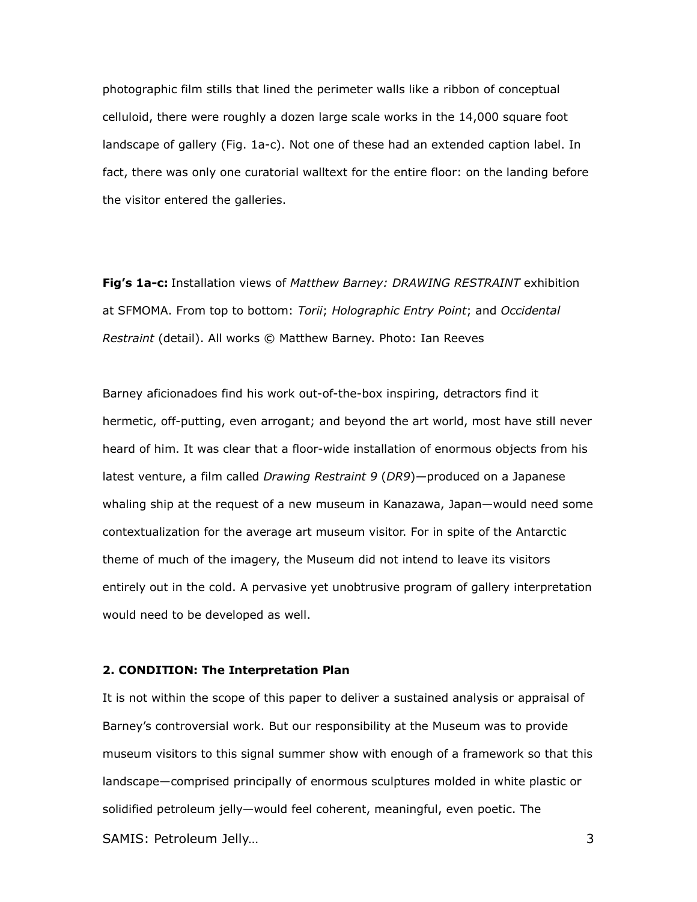photographic film stills that lined the perimeter walls like a ribbon of conceptual celluloid, there were roughly a dozen large scale works in the 14,000 square foot landscape of gallery (Fig. 1a-c). Not one of these had an extended caption label. In fact, there was only one curatorial walltext for the entire floor: on the landing before the visitor entered the galleries.

**Fig's 1a-c:** Installation views of *Matthew Barney: DRAWING RESTRAINT* exhibition at SFMOMA. From top to bottom: *Torii*; *Holographic Entry Point*; and *Occidental Restraint* (detail). All works © Matthew Barney. Photo: Ian Reeves

Barney aficionadoes find his work out-of-the-box inspiring, detractors find it hermetic, off-putting, even arrogant; and beyond the art world, most have still never heard of him. It was clear that a floor-wide installation of enormous objects from his latest venture, a film called *Drawing Restraint 9* (*DR9*)—produced on a Japanese whaling ship at the request of a new museum in Kanazawa, Japan—would need some contextualization for the average art museum visitor. For in spite of the Antarctic theme of much of the imagery, the Museum did not intend to leave its visitors entirely out in the cold. A pervasive yet unobtrusive program of gallery interpretation would need to be developed as well.

### 2. CONDITION: The Interpretation Plan

It is not within the scope of this paper to deliver a sustained analysis or appraisal of Barney's controversial work. But our responsibility at the Museum was to provide museum visitors to this signal summer show with enough of a framework so that this landscape—comprised principally of enormous sculptures molded in white plastic or solidified petroleum jelly—would feel coherent, meaningful, even poetic. The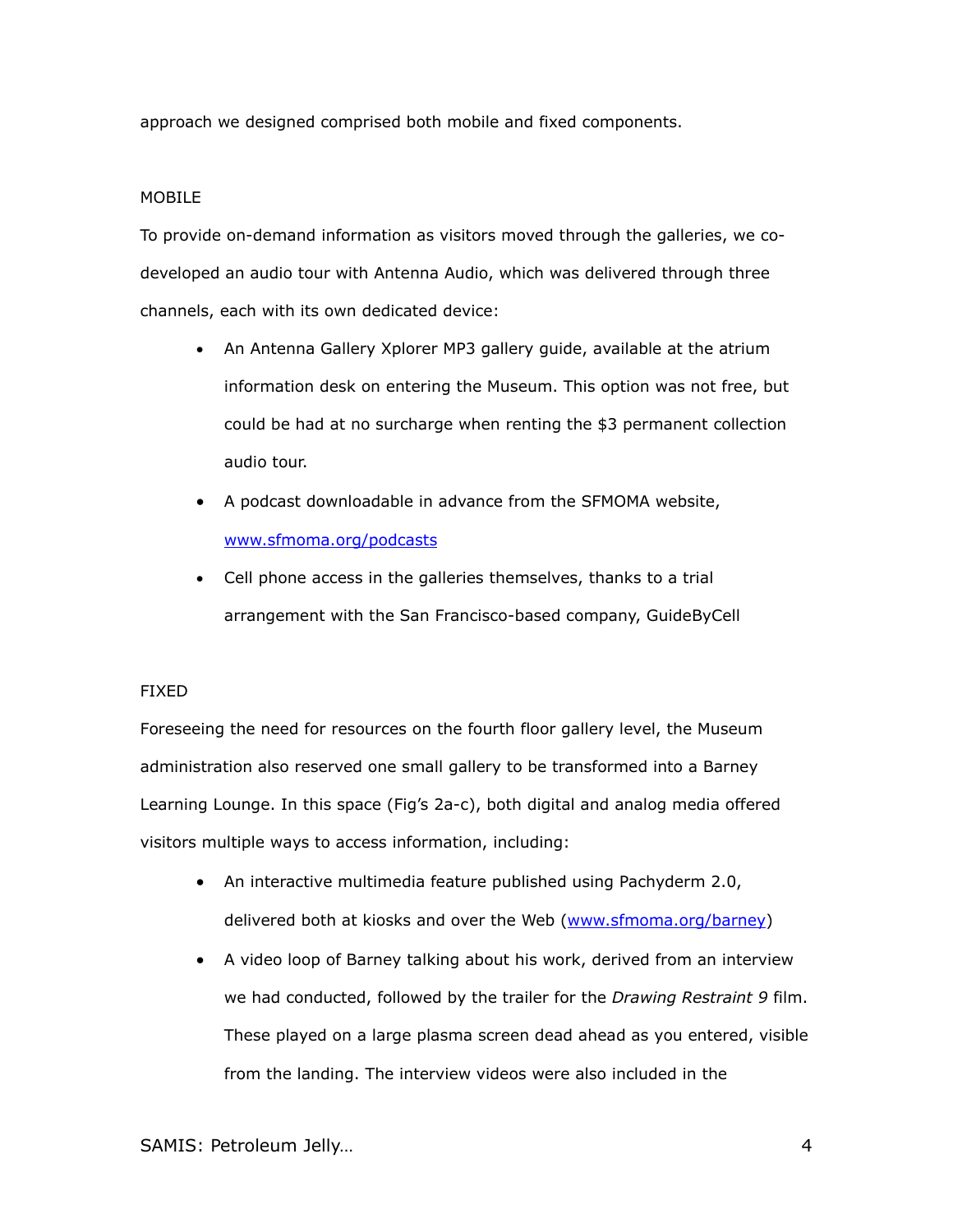approach we designed comprised both mobile and fixed components.

MOBILE

To provide on-demand information as visitors moved through the galleries, we co-developed an audio tour with Antenna Audio, which was delivered through three channels, each with its own dedicated device:

- An Antenna Gallery Xplorer MP3 gallery guide, available at the atrium information desk on entering the Museum. This option was not free, but could be had at no surcharge when renting the $3 permanent collection audio tour.
- A podcast downloadable in advance from the SFMOMA website, [www.sfmoma.org/podcasts](www.sfmoma.org/podcasts)
- Cell phone access in the galleries themselves, thanks to a trial arrangement with the San Francisco-based company, GuideByCell

FIXED

Foreseeing the need for resources on the fourth floor gallery level, the Museum administration also reserved one small gallery to be transformed into a Barney Learning Lounge. In this space (Fig's 2a-c), both digital and analog media offered visitors multiple ways to access information, including:

- An interactive multimedia feature published using Pachyderm 2.0, delivered both at kiosks and over the Web ([www.sfmoma.org/barney](www.sfmoma.org/barney))
- A video loop of Barney talking about his work, derived from an interview we had conducted, followed by the trailer for the *Drawing Restraint 9* film. These played on a large plasma screen dead ahead as you entered, visible from the landing. The interview videos were also included in the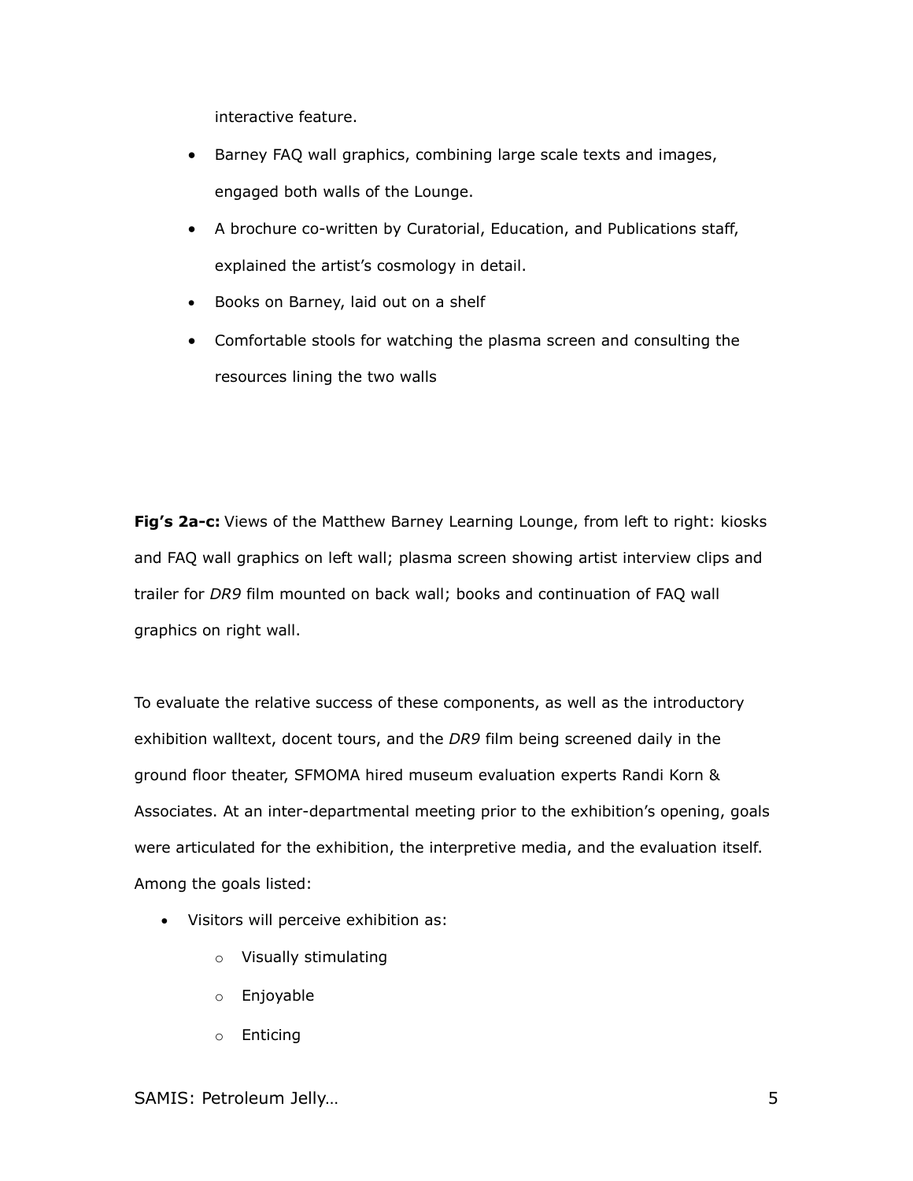interactive feature.

- Barney FAQ wall graphics, combining large scale texts and images, engaged both walls of the Lounge.
- A brochure co-written by Curatorial, Education, and Publications staff, explained the artist's cosmology in detail.
- Books on Barney, laid out on a shelf
- Comfortable stools for watching the plasma screen and consulting the resources lining the two walls

**Fig's 2a-c:** Views of the Matthew Barney Learning Lounge, from left to right: kiosks and FAQ wall graphics on left wall; plasma screen showing artist interview clips and trailer for *DR9* film mounted on back wall; books and continuation of FAQ wall graphics on right wall.

To evaluate the relative success of these components, as well as the introductory exhibition walltext, docent tours, and the *DR9* film being screened daily in the ground floor theater, SFMOMA hired museum evaluation experts Randi Korn & Associates. At an inter-departmental meeting prior to the exhibition's opening, goals were articulated for the exhibition, the interpretive media, and the evaluation itself. Among the goals listed:

- Visitors will perceive exhibition as:
  - Visually stimulating
  - Enjoyable
  - Enticing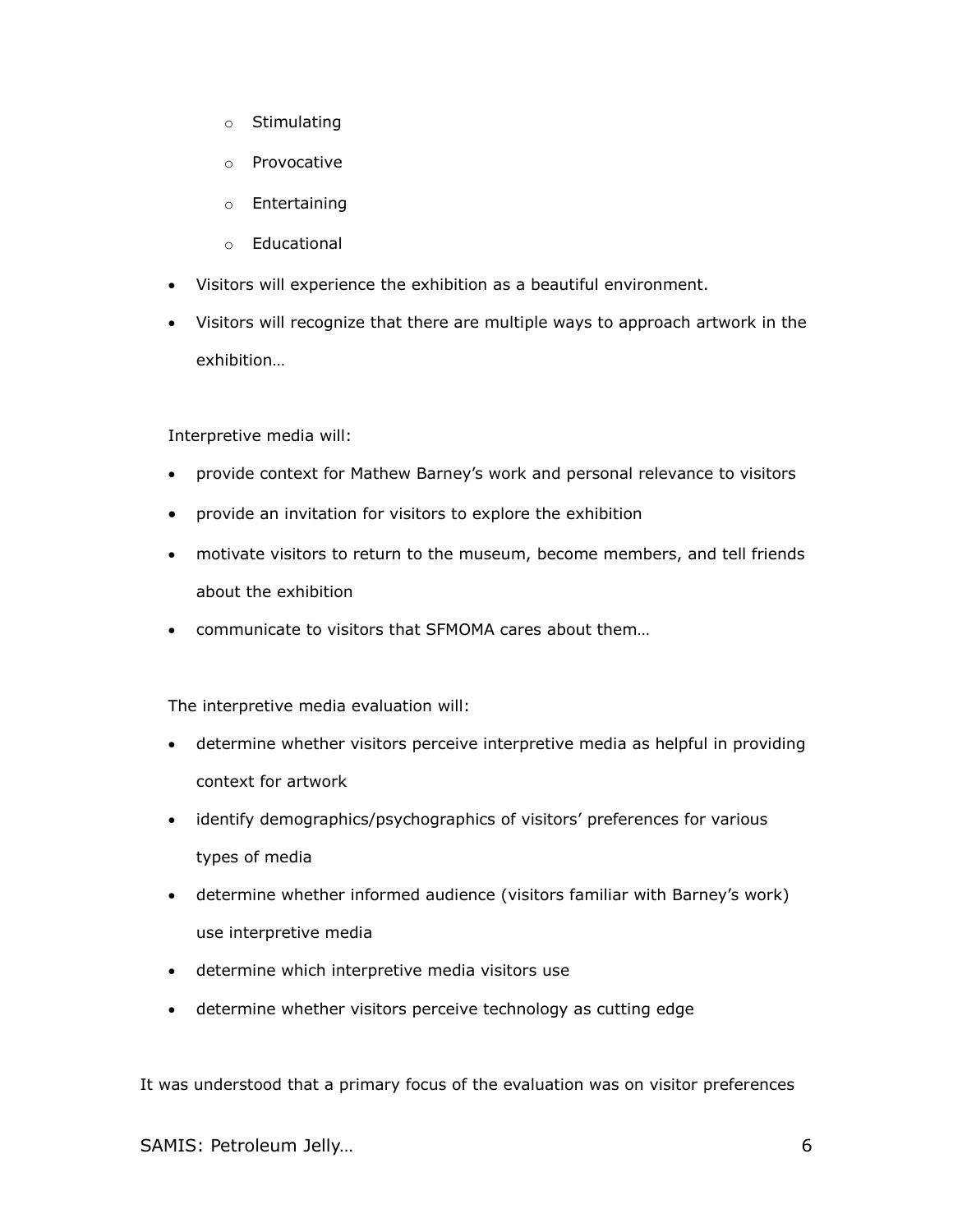- Stimulating
  - Provocative
  - Entertaining
  - Educational
- Visitors will experience the exhibition as a beautiful environment.
- Visitors will recognize that there are multiple ways to approach artwork in the exhibition…

Interpretive media will:

- provide context for Mathew Barney's work and personal relevance to visitors
- provide an invitation for visitors to explore the exhibition
- motivate visitors to return to the museum, become members, and tell friends about the exhibition
- communicate to visitors that SFMOMA cares about them…

The interpretive media evaluation will:

- determine whether visitors perceive interpretive media as helpful in providing context for artwork
- identify demographics/psychographics of visitors' preferences for various types of media
- determine whether informed audience (visitors familiar with Barney's work) use interpretive media
- determine which interpretive media visitors use
- determine whether visitors perceive technology as cutting edge

It was understood that a primary focus of the evaluation was on visitor preferences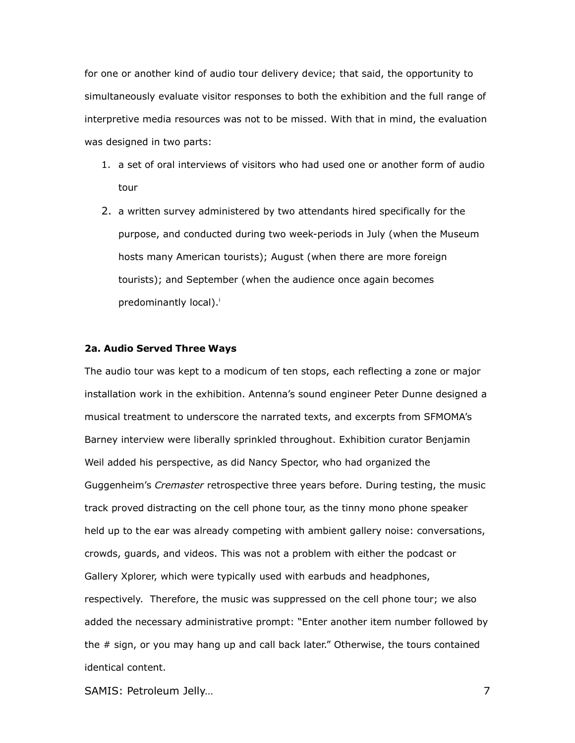for one or another kind of audio tour delivery device; that said, the opportunity to simultaneously evaluate visitor responses to both the exhibition and the full range of interpretive media resources was not to be missed. With that in mind, the evaluation was designed in two parts:

1. a set of oral interviews of visitors who had used one or another form of audio tour
2. a written survey administered by two attendants hired specifically for the purpose, and conducted during two week-periods in July (when the Museum hosts many American tourists); August (when there are more foreign tourists); and September (when the audience once again becomes predominantly local).[i]

**2a. Audio Served Three Ways**

The audio tour was kept to a modicum of ten stops, each reflecting a zone or major installation work in the exhibition. Antenna's sound engineer Peter Dunne designed a musical treatment to underscore the narrated texts, and excerpts from SFMOMA's Barney interview were liberally sprinkled throughout. Exhibition curator Benjamin Weil added his perspective, as did Nancy Spector, who had organized the Guggenheim's *Cremaster* retrospective three years before. During testing, the music track proved distracting on the cell phone tour, as the tinny mono phone speaker held up to the ear was already competing with ambient gallery noise: conversations, crowds, guards, and videos. This was not a problem with either the podcast or Gallery Xplorer, which were typically used with earbuds and headphones, respectively. Therefore, the music was suppressed on the cell phone tour; we also added the necessary administrative prompt: "Enter another item number followed by the # sign, or you may hang up and call back later." Otherwise, the tours contained identical content.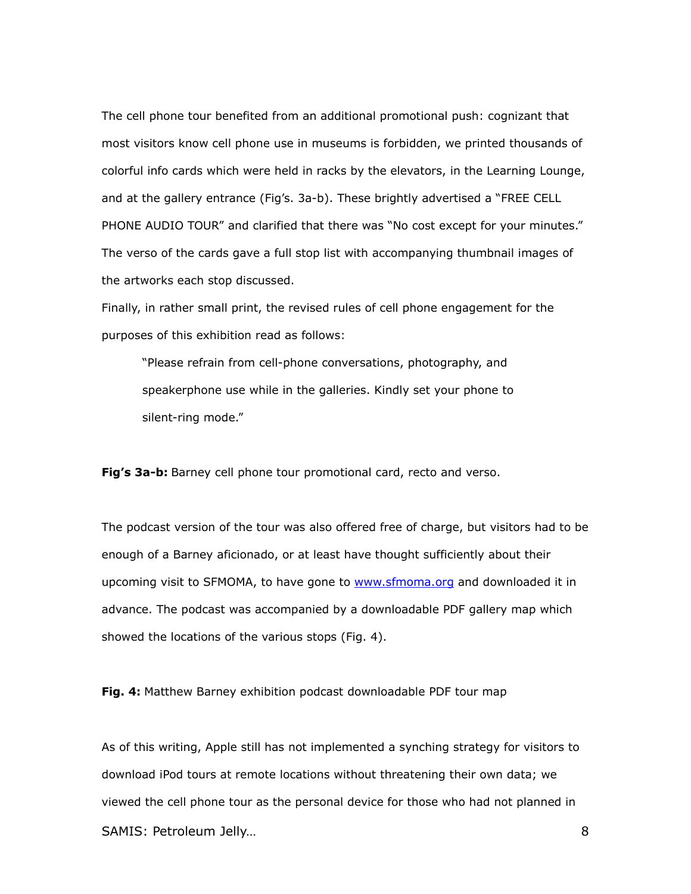The cell phone tour benefited from an additional promotional push: cognizant that most visitors know cell phone use in museums is forbidden, we printed thousands of colorful info cards which were held in racks by the elevators, in the Learning Lounge, and at the gallery entrance (Fig's. 3a-b). These brightly advertised a "FREE CELL PHONE AUDIO TOUR" and clarified that there was "No cost except for your minutes." The verso of the cards gave a full stop list with accompanying thumbnail images of the artworks each stop discussed.

Finally, in rather small print, the revised rules of cell phone engagement for the purposes of this exhibition read as follows:

> "Please refrain from cell-phone conversations, photography, and speakerphone use while in the galleries. Kindly set your phone to silent-ring mode."

**Fig's 3a-b:** Barney cell phone tour promotional card, recto and verso.

The podcast version of the tour was also offered free of charge, but visitors had to be enough of a Barney aficionado, or at least have thought sufficiently about their upcoming visit to SFMOMA, to have gone to [www.sfmoma.org](http://www.sfmoma.org) and downloaded it in advance. The podcast was accompanied by a downloadable PDF gallery map which showed the locations of the various stops (Fig. 4).

**Fig. 4:** Matthew Barney exhibition podcast downloadable PDF tour map

As of this writing, Apple still has not implemented a synching strategy for visitors to download iPod tours at remote locations without threatening their own data; we viewed the cell phone tour as the personal device for those who had not planned in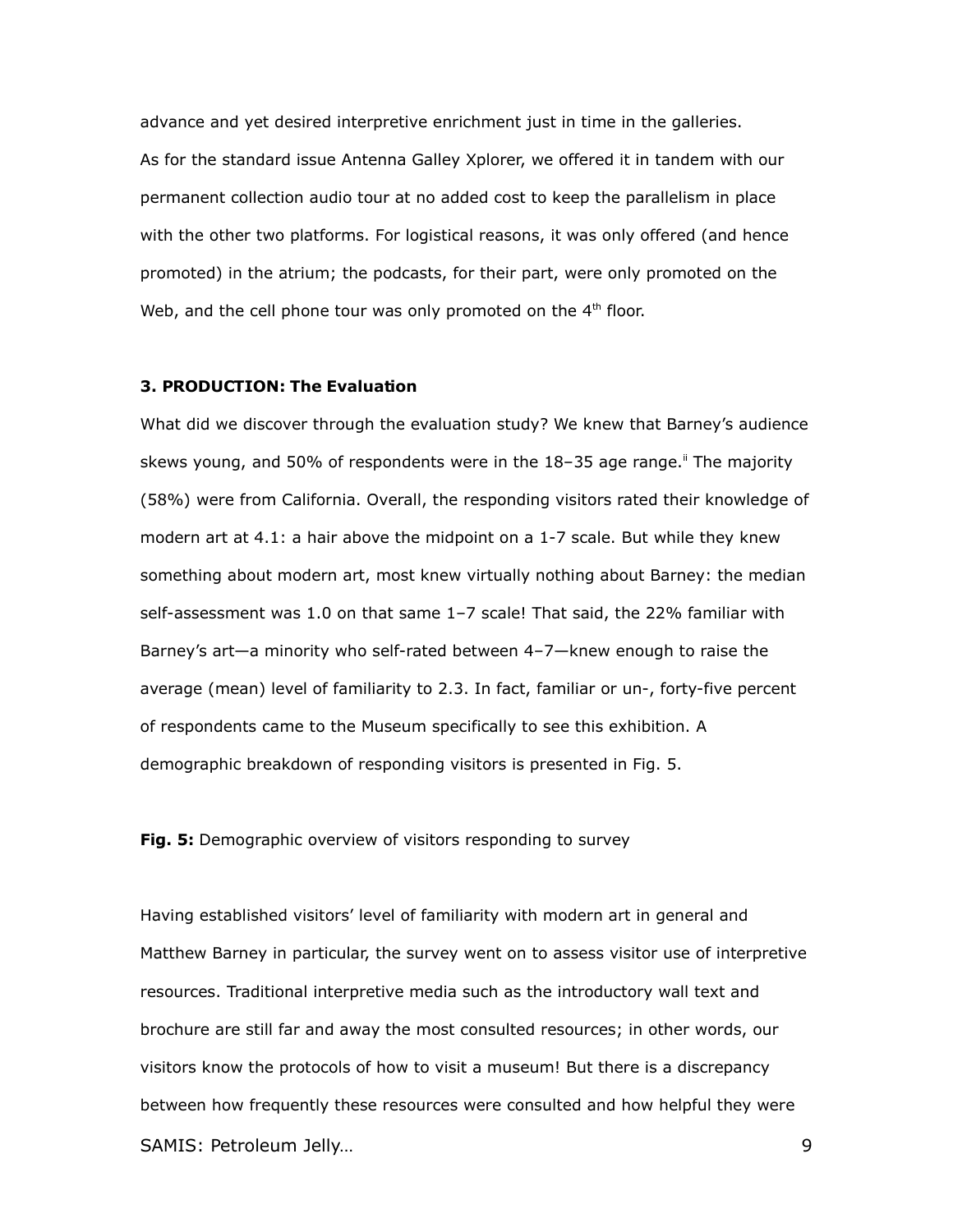advance and yet desired interpretive enrichment just in time in the galleries.
As for the standard issue Antenna Galley Xplorer, we offered it in tandem with our permanent collection audio tour at no added cost to keep the parallelism in place with the other two platforms. For logistical reasons, it was only offered (and hence promoted) in the atrium; the podcasts, for their part, were only promoted on the Web, and the cell phone tour was only promoted on the 4th floor.

### 3. PRODUCTION: The Evaluation

What did we discover through the evaluation study? We knew that Barney's audience skews young, and 50% of respondents were in the 18–35 age range.[ii] The majority (58%) were from California. Overall, the responding visitors rated their knowledge of modern art at 4.1: a hair above the midpoint on a 1-7 scale. But while they knew something about modern art, most knew virtually nothing about Barney: the median self-assessment was 1.0 on that same 1–7 scale! That said, the 22% familiar with Barney's art—a minority who self-rated between 4–7—knew enough to raise the average (mean) level of familiarity to 2.3. In fact, familiar or un-, forty-five percent of respondents came to the Museum specifically to see this exhibition. A demographic breakdown of responding visitors is presented in Fig. 5.

**Fig. 5:** Demographic overview of visitors responding to survey

Having established visitors' level of familiarity with modern art in general and Matthew Barney in particular, the survey went on to assess visitor use of interpretive resources. Traditional interpretive media such as the introductory wall text and brochure are still far and away the most consulted resources; in other words, our visitors know the protocols of how to visit a museum! But there is a discrepancy between how frequently these resources were consulted and how helpful they were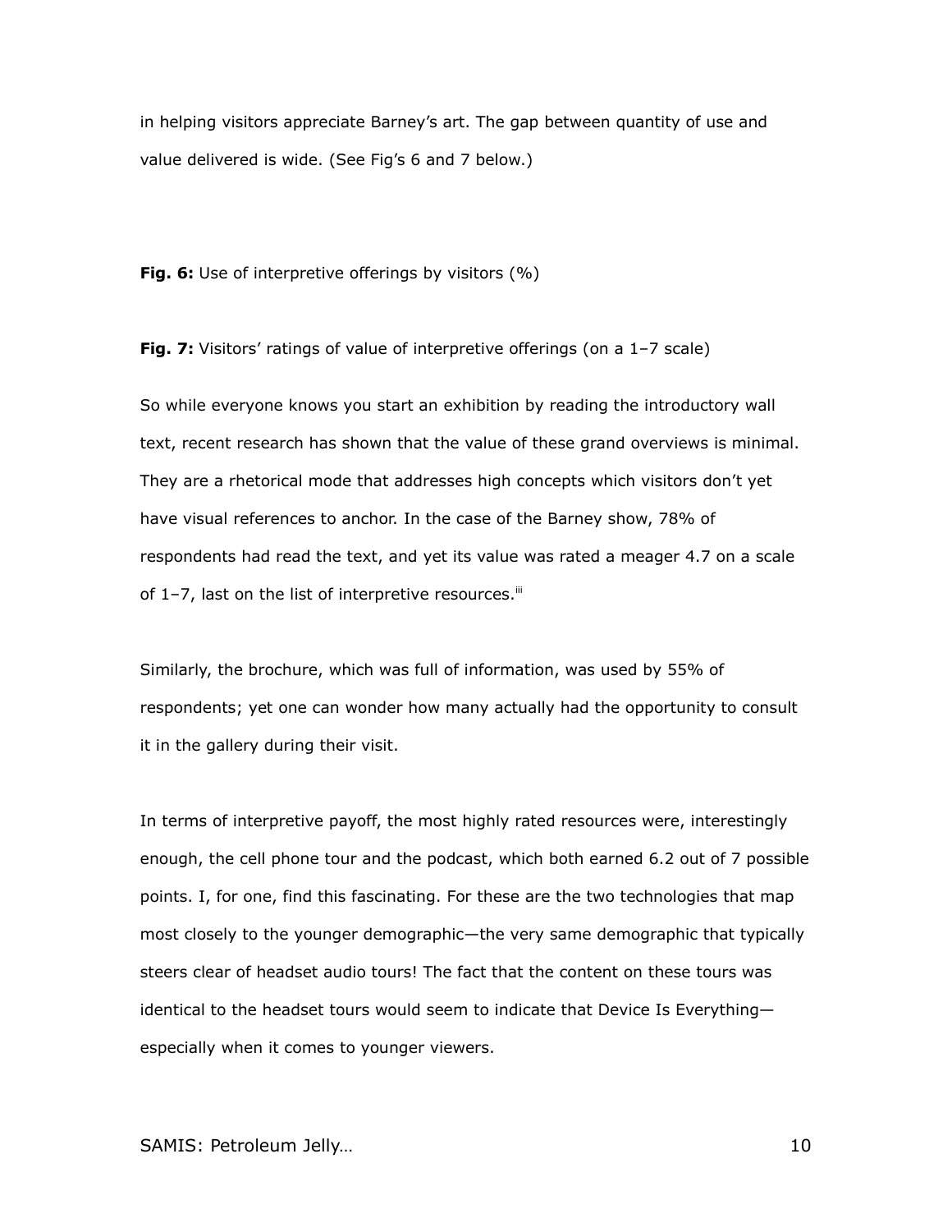in helping visitors appreciate Barney's art. The gap between quantity of use and value delivered is wide. (See Fig's 6 and 7 below.)

**Fig. 6:** Use of interpretive offerings by visitors (%)

**Fig. 7:** Visitors' ratings of value of interpretive offerings (on a 1–7 scale)

So while everyone knows you start an exhibition by reading the introductory wall text, recent research has shown that the value of these grand overviews is minimal. They are a rhetorical mode that addresses high concepts which visitors don't yet have visual references to anchor. In the case of the Barney show, 78% of respondents had read the text, and yet its value was rated a meager 4.7 on a scale of 1–7, last on the list of interpretive resources.[iii]

Similarly, the brochure, which was full of information, was used by 55% of respondents; yet one can wonder how many actually had the opportunity to consult it in the gallery during their visit.

In terms of interpretive payoff, the most highly rated resources were, interestingly enough, the cell phone tour and the podcast, which both earned 6.2 out of 7 possible points. I, for one, find this fascinating. For these are the two technologies that map most closely to the younger demographic—the very same demographic that typically steers clear of headset audio tours! The fact that the content on these tours was identical to the headset tours would seem to indicate that Device Is Everything—especially when it comes to younger viewers.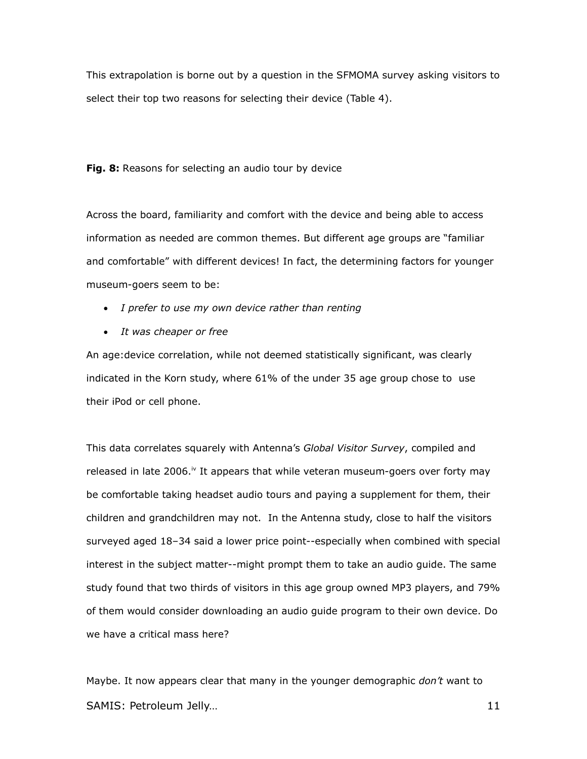This extrapolation is borne out by a question in the SFMOMA survey asking visitors to select their top two reasons for selecting their device (Table 4).

**Fig. 8:** Reasons for selecting an audio tour by device

Across the board, familiarity and comfort with the device and being able to access information as needed are common themes. But different age groups are "familiar and comfortable" with different devices! In fact, the determining factors for younger museum-goers seem to be:

- *I prefer to use my own device rather than renting*
- *It was cheaper or free*

An age:device correlation, while not deemed statistically significant, was clearly indicated in the Korn study, where 61% of the under 35 age group chose to use their iPod or cell phone.

This data correlates squarely with Antenna's *Global Visitor Survey*, compiled and released in late 2006.[iv] It appears that while veteran museum-goers over forty may be comfortable taking headset audio tours and paying a supplement for them, their children and grandchildren may not. In the Antenna study, close to half the visitors surveyed aged 18–34 said a lower price point--especially when combined with special interest in the subject matter--might prompt them to take an audio guide. The same study found that two thirds of visitors in this age group owned MP3 players, and 79% of them would consider downloading an audio guide program to their own device. Do we have a critical mass here?

Maybe. It now appears clear that many in the younger demographic *don't* want to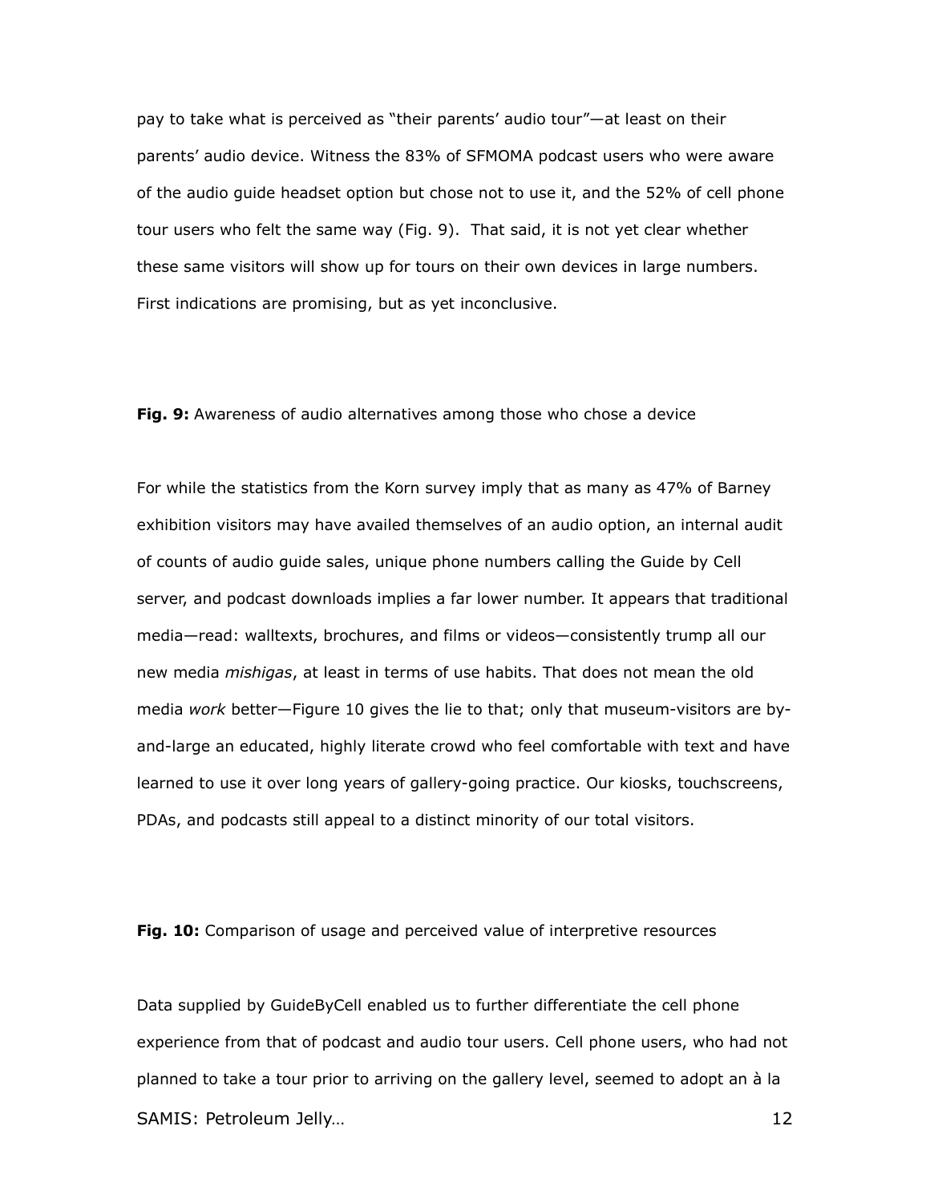pay to take what is perceived as "their parents' audio tour"—at least on their parents' audio device. Witness the 83% of SFMOMA podcast users who were aware of the audio guide headset option but chose not to use it, and the 52% of cell phone tour users who felt the same way (Fig. 9). That said, it is not yet clear whether these same visitors will show up for tours on their own devices in large numbers. First indications are promising, but as yet inconclusive.

**Fig. 9:** Awareness of audio alternatives among those who chose a device

For while the statistics from the Korn survey imply that as many as 47% of Barney exhibition visitors may have availed themselves of an audio option, an internal audit of counts of audio guide sales, unique phone numbers calling the Guide by Cell server, and podcast downloads implies a far lower number. It appears that traditional media—read: walltexts, brochures, and films or videos—consistently trump all our new media *mishigas*, at least in terms of use habits. That does not mean the old media *work* better—Figure 10 gives the lie to that; only that museum-visitors are by-and-large an educated, highly literate crowd who feel comfortable with text and have learned to use it over long years of gallery-going practice. Our kiosks, touchscreens, PDAs, and podcasts still appeal to a distinct minority of our total visitors.

**Fig. 10:** Comparison of usage and perceived value of interpretive resources

Data supplied by GuideByCell enabled us to further differentiate the cell phone experience from that of podcast and audio tour users. Cell phone users, who had not planned to take a tour prior to arriving on the gallery level, seemed to adopt an à la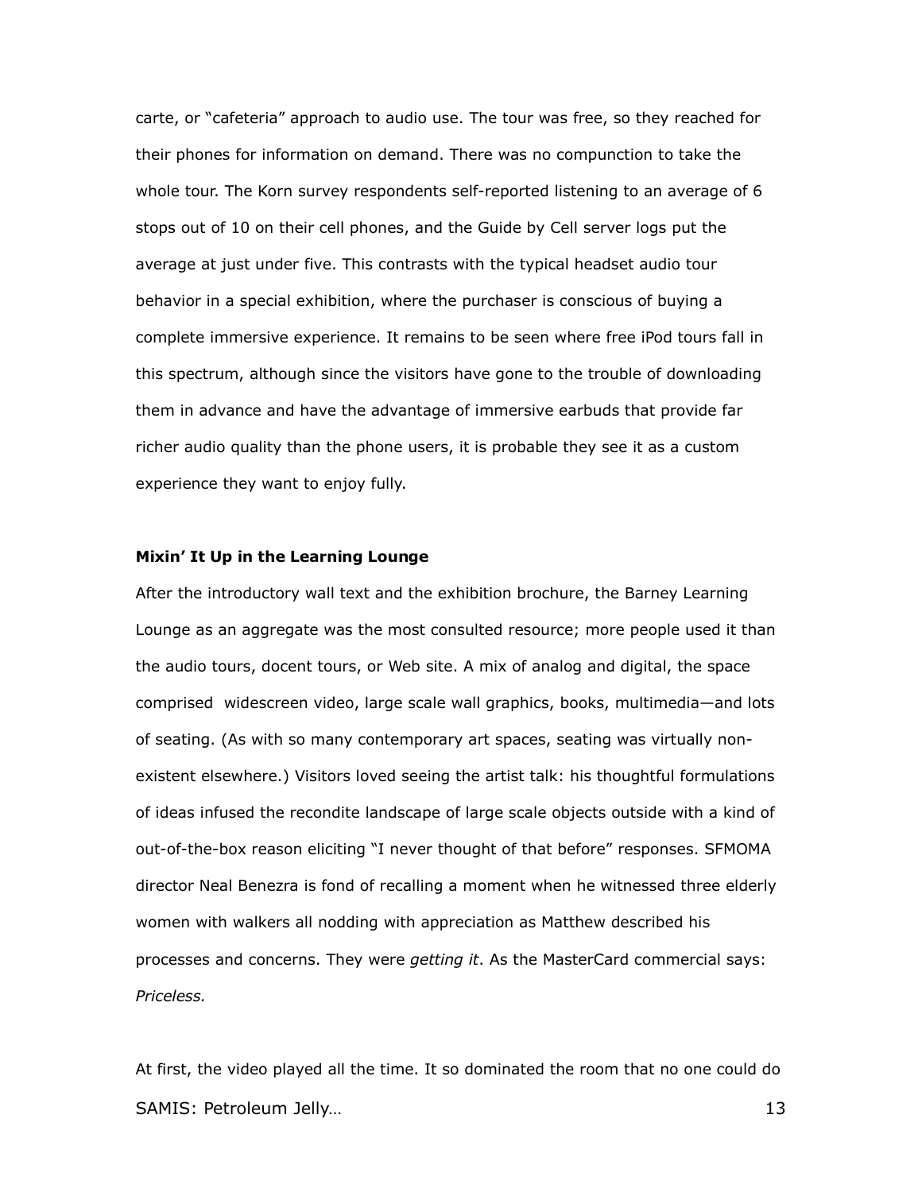carte, or "cafeteria" approach to audio use. The tour was free, so they reached for their phones for information on demand. There was no compunction to take the whole tour. The Korn survey respondents self-reported listening to an average of 6 stops out of 10 on their cell phones, and the Guide by Cell server logs put the average at just under five. This contrasts with the typical headset audio tour behavior in a special exhibition, where the purchaser is conscious of buying a complete immersive experience. It remains to be seen where free iPod tours fall in this spectrum, although since the visitors have gone to the trouble of downloading them in advance and have the advantage of immersive earbuds that provide far richer audio quality than the phone users, it is probable they see it as a custom experience they want to enjoy fully.

**Mixin' It Up in the Learning Lounge**

After the introductory wall text and the exhibition brochure, the Barney Learning Lounge as an aggregate was the most consulted resource; more people used it than the audio tours, docent tours, or Web site. A mix of analog and digital, the space comprised widescreen video, large scale wall graphics, books, multimedia—and lots of seating. (As with so many contemporary art spaces, seating was virtually non-existent elsewhere.) Visitors loved seeing the artist talk: his thoughtful formulations of ideas infused the recondite landscape of large scale objects outside with a kind of out-of-the-box reason eliciting "I never thought of that before" responses. SFMOMA director Neal Benezra is fond of recalling a moment when he witnessed three elderly women with walkers all nodding with appreciation as Matthew described his processes and concerns. They were *getting it*. As the MasterCard commercial says: *Priceless.*

At first, the video played all the time. It so dominated the room that no one could do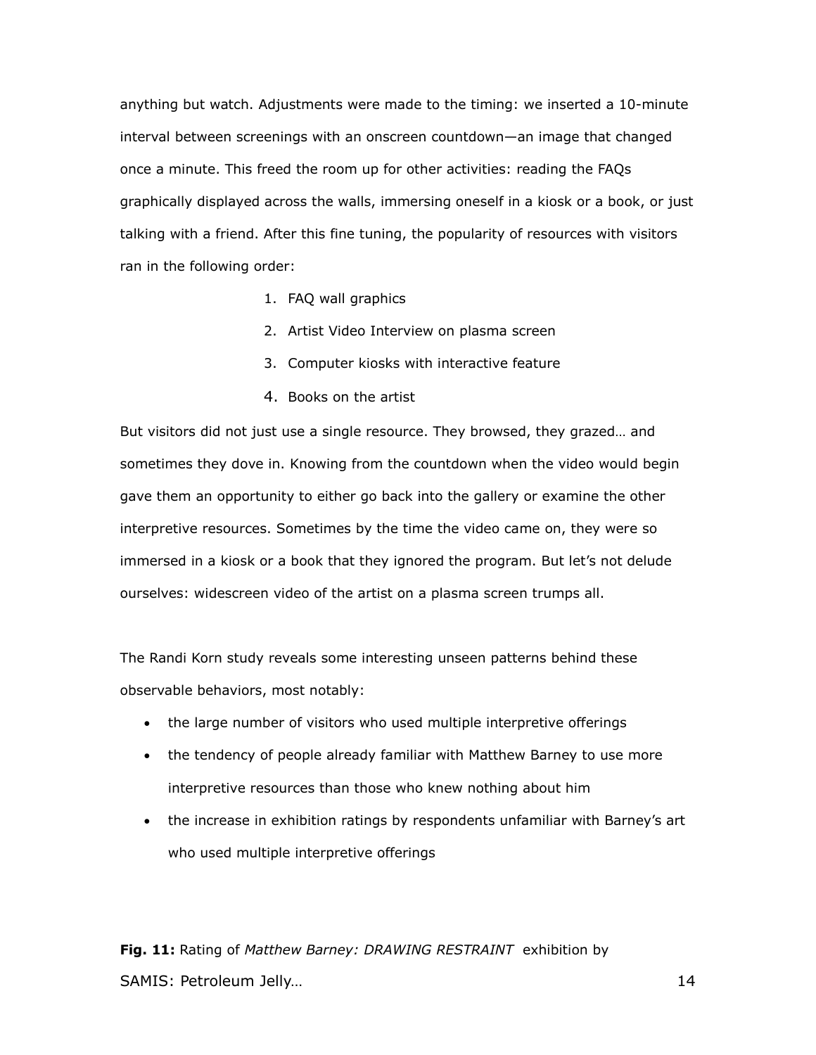anything but watch. Adjustments were made to the timing: we inserted a 10-minute interval between screenings with an onscreen countdown—an image that changed once a minute. This freed the room up for other activities: reading the FAQs graphically displayed across the walls, immersing oneself in a kiosk or a book, or just talking with a friend. After this fine tuning, the popularity of resources with visitors ran in the following order:

1. FAQ wall graphics
2. Artist Video Interview on plasma screen
3. Computer kiosks with interactive feature
4. Books on the artist

But visitors did not just use a single resource. They browsed, they grazed… and sometimes they dove in. Knowing from the countdown when the video would begin gave them an opportunity to either go back into the gallery or examine the other interpretive resources. Sometimes by the time the video came on, they were so immersed in a kiosk or a book that they ignored the program. But let's not delude ourselves: widescreen video of the artist on a plasma screen trumps all.

The Randi Korn study reveals some interesting unseen patterns behind these observable behaviors, most notably:

- the large number of visitors who used multiple interpretive offerings
- the tendency of people already familiar with Matthew Barney to use more interpretive resources than those who knew nothing about him
- the increase in exhibition ratings by respondents unfamiliar with Barney's art who used multiple interpretive offerings

**Fig. 11:** Rating of *Matthew Barney: DRAWING RESTRAINT* exhibition by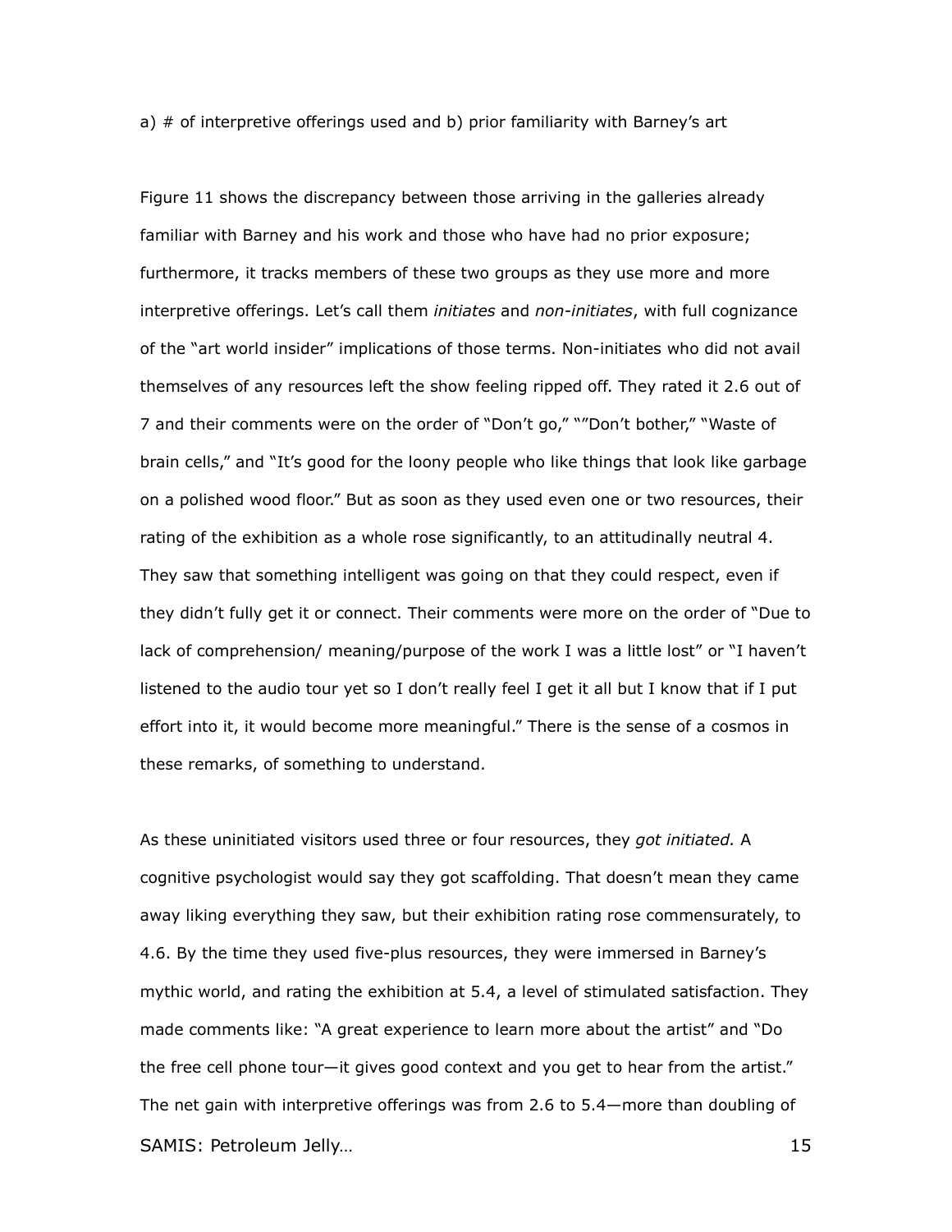a) # of interpretive offerings used and b) prior familiarity with Barney's art

Figure 11 shows the discrepancy between those arriving in the galleries already familiar with Barney and his work and those who have had no prior exposure; furthermore, it tracks members of these two groups as they use more and more interpretive offerings. Let's call them *initiates* and *non-initiates*, with full cognizance of the "art world insider" implications of those terms. Non-initiates who did not avail themselves of any resources left the show feeling ripped off. They rated it 2.6 out of 7 and their comments were on the order of "Don't go," ""Don't bother," "Waste of brain cells," and "It's good for the loony people who like things that look like garbage on a polished wood floor." But as soon as they used even one or two resources, their rating of the exhibition as a whole rose significantly, to an attitudinally neutral 4. They saw that something intelligent was going on that they could respect, even if they didn't fully get it or connect. Their comments were more on the order of "Due to lack of comprehension/ meaning/purpose of the work I was a little lost" or "I haven't listened to the audio tour yet so I don't really feel I get it all but I know that if I put effort into it, it would become more meaningful." There is the sense of a cosmos in these remarks, of something to understand.

As these uninitiated visitors used three or four resources, they *got initiated.* A cognitive psychologist would say they got scaffolding. That doesn't mean they came away liking everything they saw, but their exhibition rating rose commensurately, to 4.6. By the time they used five-plus resources, they were immersed in Barney's mythic world, and rating the exhibition at 5.4, a level of stimulated satisfaction. They made comments like: "A great experience to learn more about the artist" and "Do the free cell phone tour—it gives good context and you get to hear from the artist." The net gain with interpretive offerings was from 2.6 to 5.4—more than doubling of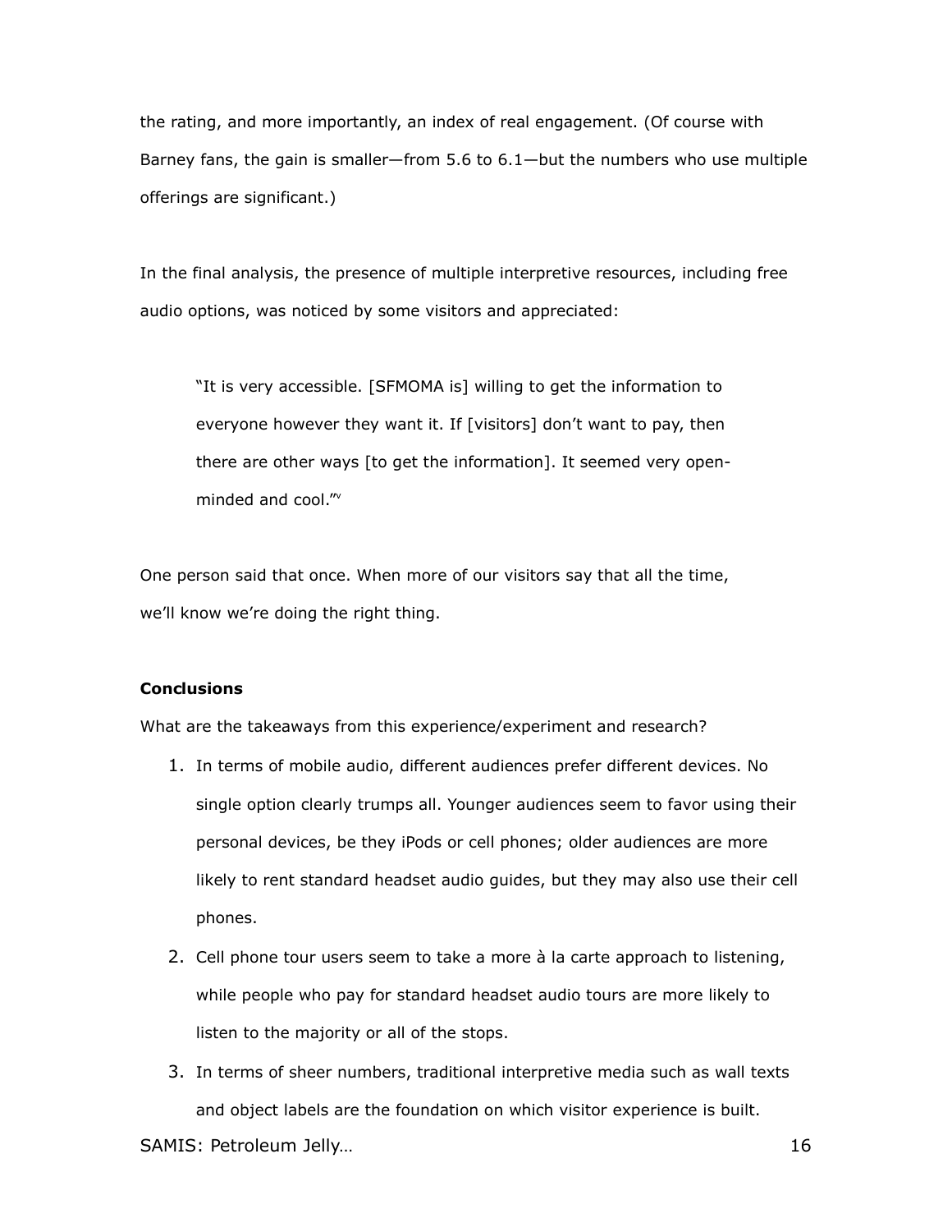the rating, and more importantly, an index of real engagement. (Of course with Barney fans, the gain is smaller—from 5.6 to 6.1—but the numbers who use multiple offerings are significant.)

In the final analysis, the presence of multiple interpretive resources, including free audio options, was noticed by some visitors and appreciated:

> "It is very accessible. [SFMOMA is] willing to get the information to everyone however they want it. If [visitors] don't want to pay, then there are other ways [to get the information]. It seemed very open-minded and cool."[v]

One person said that once. When more of our visitors say that all the time, we'll know we're doing the right thing.

**Conclusions**

What are the takeaways from this experience/experiment and research?

1. In terms of mobile audio, different audiences prefer different devices. No single option clearly trumps all. Younger audiences seem to favor using their personal devices, be they iPods or cell phones; older audiences are more likely to rent standard headset audio guides, but they may also use their cell phones.
2. Cell phone tour users seem to take a more à la carte approach to listening, while people who pay for standard headset audio tours are more likely to listen to the majority or all of the stops.
3. In terms of sheer numbers, traditional interpretive media such as wall texts and object labels are the foundation on which visitor experience is built.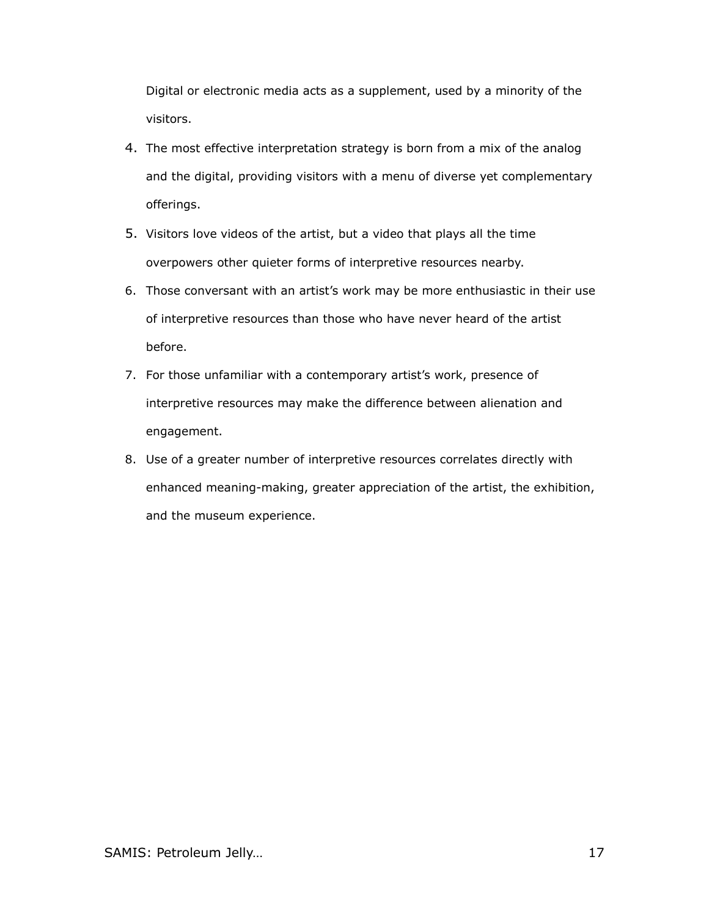Digital or electronic media acts as a supplement, used by a minority of the visitors.

4. The most effective interpretation strategy is born from a mix of the analog and the digital, providing visitors with a menu of diverse yet complementary offerings.
5. Visitors love videos of the artist, but a video that plays all the time overpowers other quieter forms of interpretive resources nearby.
6. Those conversant with an artist's work may be more enthusiastic in their use of interpretive resources than those who have never heard of the artist before.
7. For those unfamiliar with a contemporary artist's work, presence of interpretive resources may make the difference between alienation and engagement.
8. Use of a greater number of interpretive resources correlates directly with enhanced meaning-making, greater appreciation of the artist, the exhibition, and the museum experience.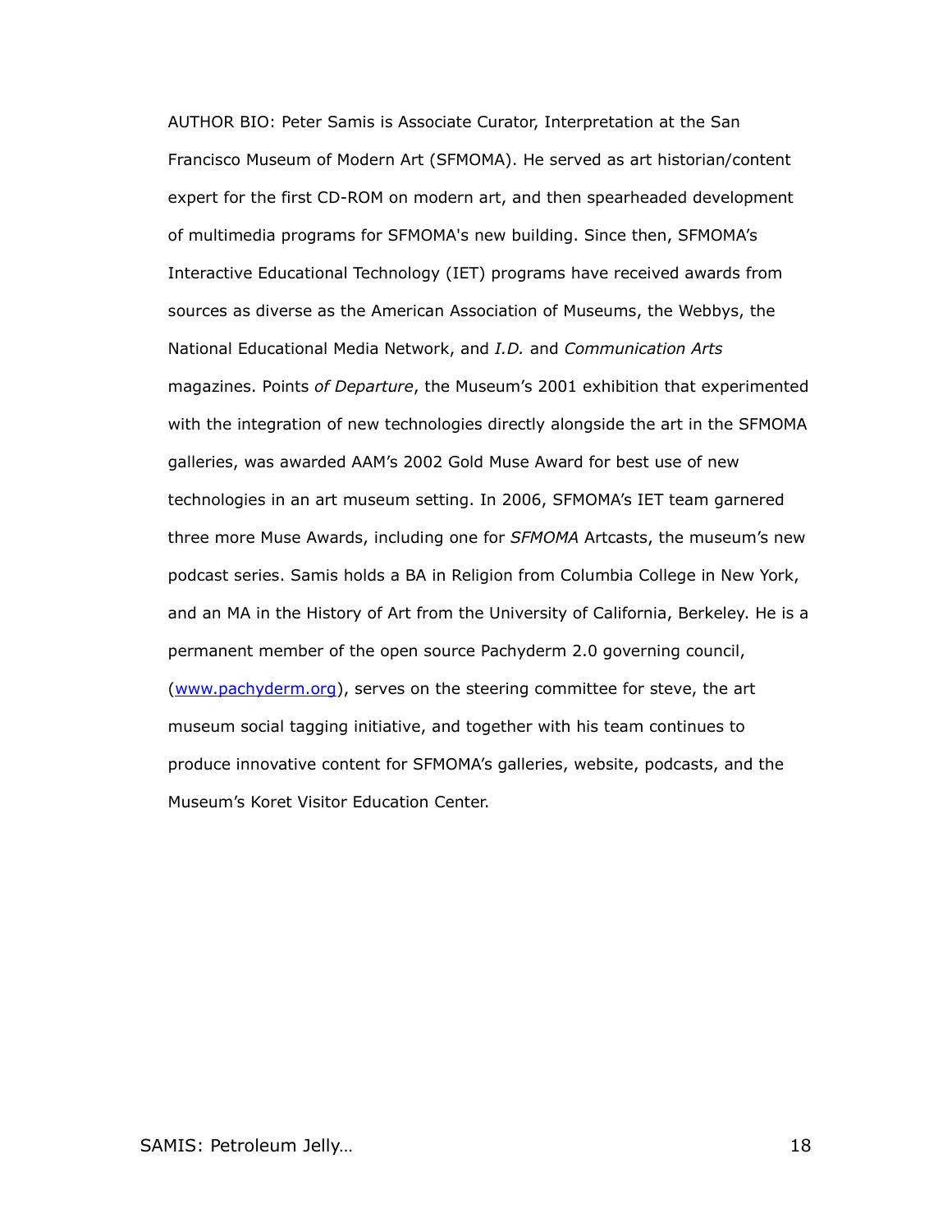AUTHOR BIO: Peter Samis is Associate Curator, Interpretation at the San Francisco Museum of Modern Art (SFMOMA). He served as art historian/content expert for the first CD-ROM on modern art, and then spearheaded development of multimedia programs for SFMOMA's new building. Since then, SFMOMA's Interactive Educational Technology (IET) programs have received awards from sources as diverse as the American Association of Museums, the Webbys, the National Educational Media Network, and *I.D.* and *Communication Arts* magazines. Points *of Departure*, the Museum's 2001 exhibition that experimented with the integration of new technologies directly alongside the art in the SFMOMA galleries, was awarded AAM's 2002 Gold Muse Award for best use of new technologies in an art museum setting. In 2006, SFMOMA's IET team garnered three more Muse Awards, including one for *SFMOMA* Artcasts, the museum's new podcast series. Samis holds a BA in Religion from Columbia College in New York, and an MA in the History of Art from the University of California, Berkeley. He is a permanent member of the open source Pachyderm 2.0 governing council, ([www.pachyderm.org](http://www.pachyderm.org)), serves on the steering committee for steve, the art museum social tagging initiative, and together with his team continues to produce innovative content for SFMOMA's galleries, website, podcasts, and the Museum's Koret Visitor Education Center.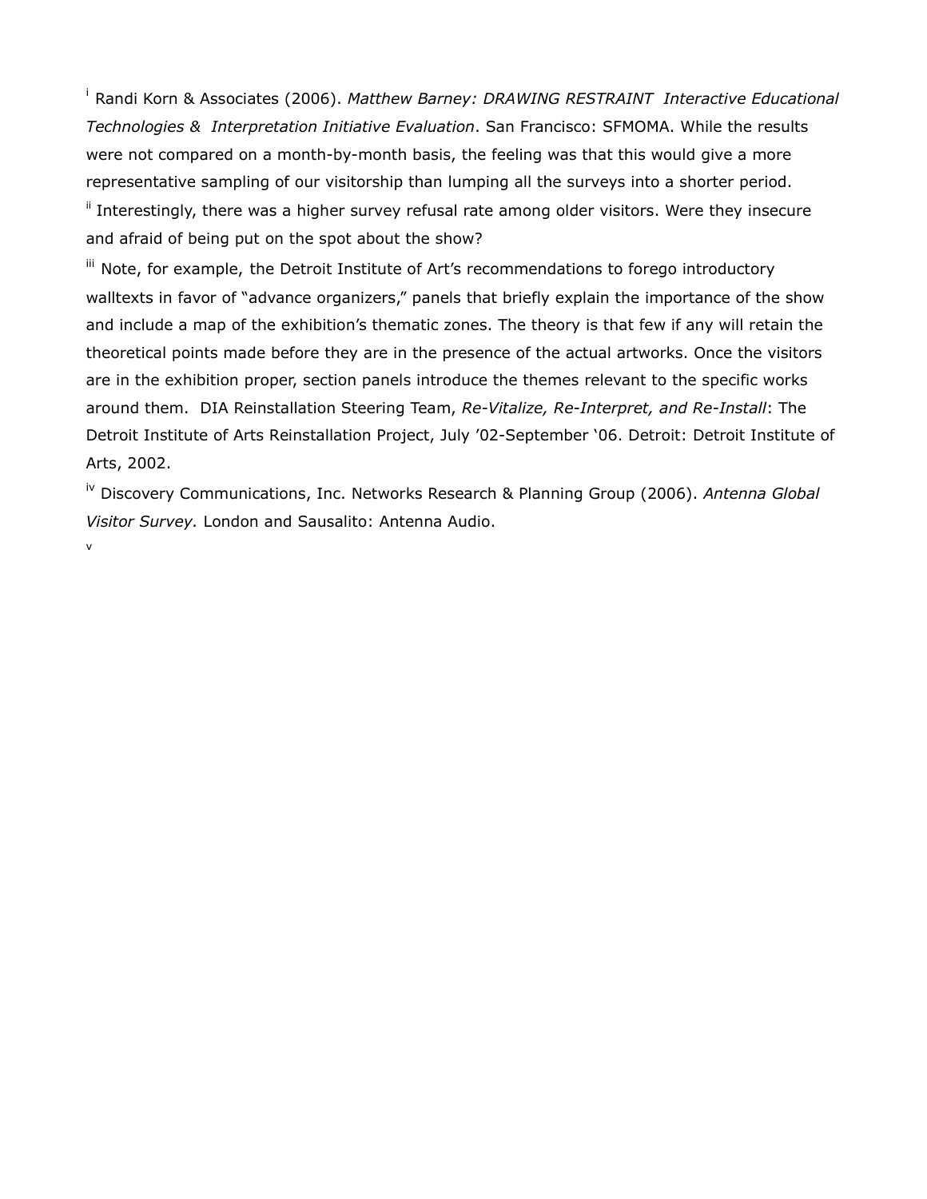[i] Randi Korn & Associates (2006). *Matthew Barney: DRAWING RESTRAINT Interactive Educational Technologies & Interpretation Initiative Evaluation*. San Francisco: SFMOMA. While the results were not compared on a month-by-month basis, the feeling was that this would give a more representative sampling of our visitorship than lumping all the surveys into a shorter period.

[ii] Interestingly, there was a higher survey refusal rate among older visitors. Were they insecure and afraid of being put on the spot about the show?

[iii] Note, for example, the Detroit Institute of Art's recommendations to forego introductory walltexts in favor of "advance organizers," panels that briefly explain the importance of the show and include a map of the exhibition's thematic zones. The theory is that few if any will retain the theoretical points made before they are in the presence of the actual artworks. Once the visitors are in the exhibition proper, section panels introduce the themes relevant to the specific works around them. DIA Reinstallation Steering Team, *Re-Vitalize, Re-Interpret, and Re-Install*: The Detroit Institute of Arts Reinstallation Project, July '02-September '06. Detroit: Detroit Institute of Arts, 2002.

[iv] Discovery Communications, Inc. Networks Research & Planning Group (2006). *Antenna Global Visitor Survey.* London and Sausalito: Antenna Audio.

[v]